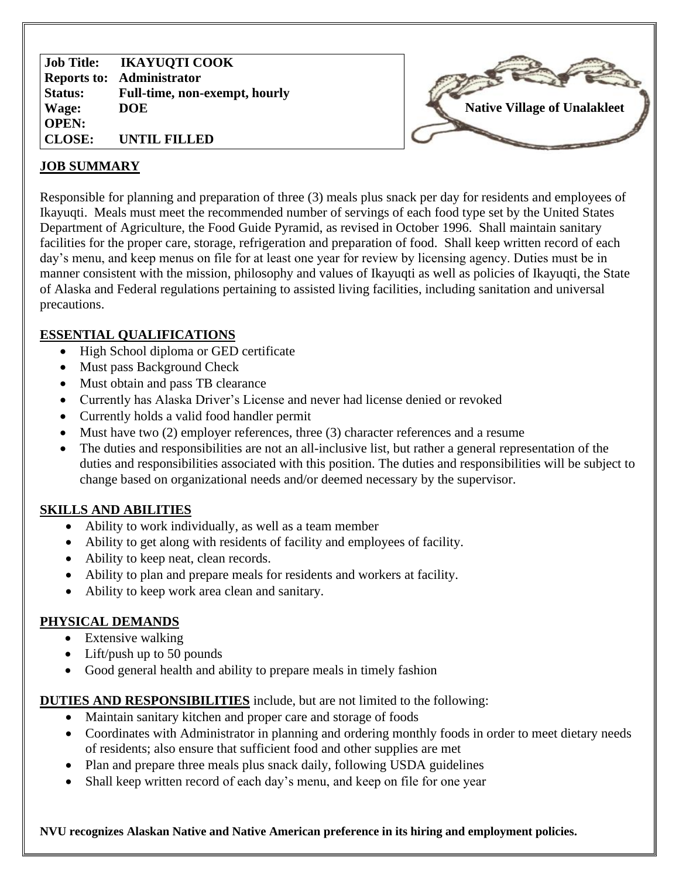| | |
|---|---|
| **Job Title:** | **IKAYUQTI COOK** |
| **Reports to:** | **Administrator** |
| **Status:** | **Full-time, non-exempt, hourly** |
| **Wage:** | **DOE** |
| **OPEN:** | |
| **CLOSE:** | **UNTIL FILLED** |

**Native Village of Unalakleet**

## JOB SUMMARY

Responsible for planning and preparation of three (3) meals plus snack per day for residents and employees of Ikayuqti. Meals must meet the recommended number of servings of each food type set by the United States Department of Agriculture, the Food Guide Pyramid, as revised in October 1996. Shall maintain sanitary facilities for the proper care, storage, refrigeration and preparation of food. Shall keep written record of each day's menu, and keep menus on file for at least one year for review by licensing agency. Duties must be in manner consistent with the mission, philosophy and values of Ikayuqti as well as policies of Ikayuqti, the State of Alaska and Federal regulations pertaining to assisted living facilities, including sanitation and universal precautions.

## ESSENTIAL QUALIFICATIONS

- High School diploma or GED certificate
- Must pass Background Check
- Must obtain and pass TB clearance
- Currently has Alaska Driver's License and never had license denied or revoked
- Currently holds a valid food handler permit
- Must have two (2) employer references, three (3) character references and a resume
- The duties and responsibilities are not an all-inclusive list, but rather a general representation of the duties and responsibilities associated with this position. The duties and responsibilities will be subject to change based on organizational needs and/or deemed necessary by the supervisor.

## SKILLS AND ABILITIES

- Ability to work individually, as well as a team member
- Ability to get along with residents of facility and employees of facility.
- Ability to keep neat, clean records.
- Ability to plan and prepare meals for residents and workers at facility.
- Ability to keep work area clean and sanitary.

## PHYSICAL DEMANDS

- Extensive walking
- Lift/push up to 50 pounds
- Good general health and ability to prepare meals in timely fashion

**DUTIES AND RESPONSIBILITIES** include, but are not limited to the following:

- Maintain sanitary kitchen and proper care and storage of foods
- Coordinates with Administrator in planning and ordering monthly foods in order to meet dietary needs of residents; also ensure that sufficient food and other supplies are met
- Plan and prepare three meals plus snack daily, following USDA guidelines
- Shall keep written record of each day's menu, and keep on file for one year

**NVU recognizes Alaskan Native and Native American preference in its hiring and employment policies.**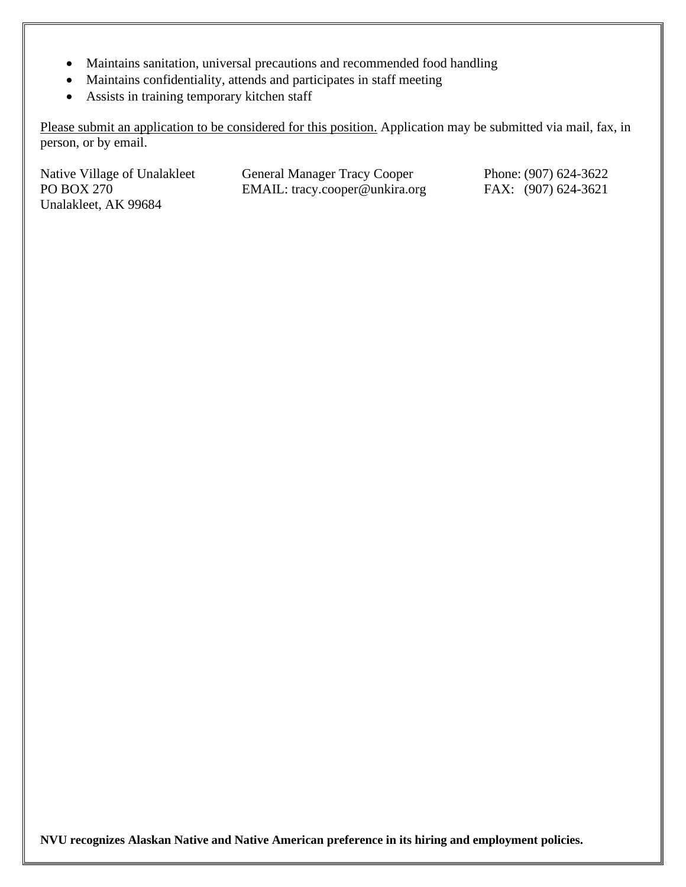- Maintains sanitation, universal precautions and recommended food handling
- Maintains confidentiality, attends and participates in staff meeting
- Assists in training temporary kitchen staff

<u>Please submit an application to be considered for this position.</u> Application may be submitted via mail, fax, in person, or by email.

| | | |
|---|---|---|
| Native Village of Unalakleet | General Manager Tracy Cooper | Phone: (907) 624-3622 |
| PO BOX 270 | EMAIL: tracy.cooper@unkira.org | FAX: (907) 624-3621 |
| Unalakleet, AK 99684 | | |

**NVU recognizes Alaskan Native and Native American preference in its hiring and employment policies.**